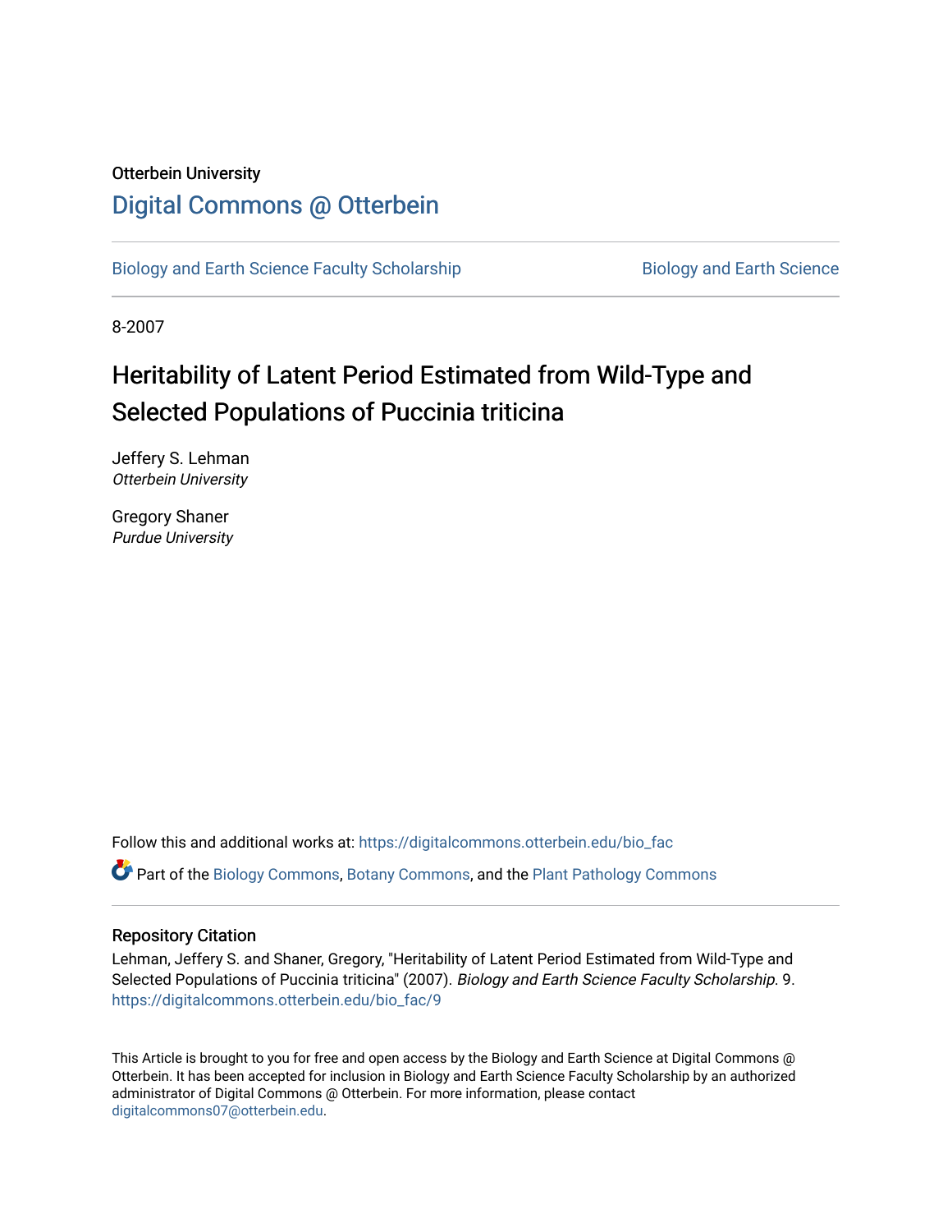Otterbein University

# Digital Commons @ Otterbein

Biology and Earth Science Faculty Scholarship | Biology and Earth Science

8-2007

# Heritability of Latent Period Estimated from Wild-Type and Selected Populations of Puccinia triticina

Jeffery S. Lehman
*Otterbein University*

Gregory Shaner
*Purdue University*

Follow this and additional works at: https://digitalcommons.otterbein.edu/bio_fac

Part of the Biology Commons, Botany Commons, and the Plant Pathology Commons

## Repository Citation

Lehman, Jeffery S. and Shaner, Gregory, "Heritability of Latent Period Estimated from Wild-Type and Selected Populations of Puccinia triticina" (2007). *Biology and Earth Science Faculty Scholarship*. 9.
https://digitalcommons.otterbein.edu/bio_fac/9

This Article is brought to you for free and open access by the Biology and Earth Science at Digital Commons @ Otterbein. It has been accepted for inclusion in Biology and Earth Science Faculty Scholarship by an authorized administrator of Digital Commons @ Otterbein. For more information, please contact digitalcommons07@otterbein.edu.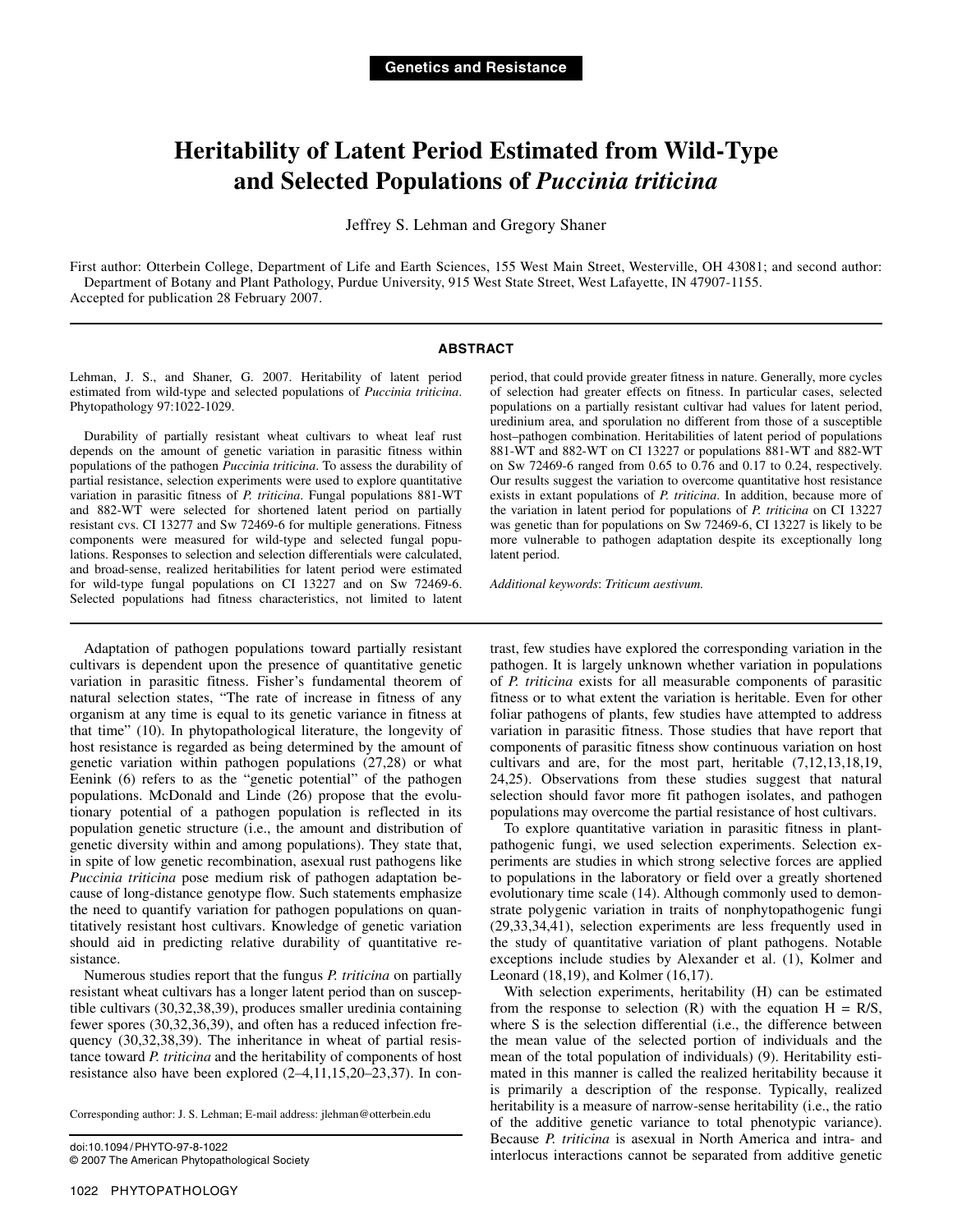Genetics and Resistance

# Heritability of Latent Period Estimated from Wild-Type and Selected Populations of *Puccinia triticina*

Jeffrey S. Lehman and Gregory Shaner

First author: Otterbein College, Department of Life and Earth Sciences, 155 West Main Street, Westerville, OH 43081; and second author: Department of Botany and Plant Pathology, Purdue University, 915 West State Street, West Lafayette, IN 47907-1155.

Accepted for publication 28 February 2007.

## ABSTRACT

Lehman, J. S., and Shaner, G. 2007. Heritability of latent period estimated from wild-type and selected populations of *Puccinia triticina*. Phytopathology 97:1022-1029.

Durability of partially resistant wheat cultivars to wheat leaf rust depends on the amount of genetic variation in parasitic fitness within populations of the pathogen *Puccinia triticina*. To assess the durability of partial resistance, selection experiments were used to explore quantitative variation in parasitic fitness of *P. triticina*. Fungal populations 881-WT and 882-WT were selected for shortened latent period on partially resistant cvs. CI 13277 and Sw 72469-6 for multiple generations. Fitness components were measured for wild-type and selected fungal populations. Responses to selection and selection differentials were calculated, and broad-sense, realized heritabilities for latent period were estimated for wild-type fungal populations on CI 13227 and on Sw 72469-6. Selected populations had fitness characteristics, not limited to latent period, that could provide greater fitness in nature. Generally, more cycles of selection had greater effects on fitness. In particular cases, selected populations on a partially resistant cultivar had values for latent period, uredinium area, and sporulation no different from those of a susceptible host–pathogen combination. Heritabilities of latent period of populations 881-WT and 882-WT on CI 13227 or populations 881-WT and 882-WT on Sw 72469-6 ranged from 0.65 to 0.76 and 0.17 to 0.24, respectively. Our results suggest the variation to overcome quantitative host resistance exists in extant populations of *P. triticina*. In addition, because more of the variation in latent period for populations of *P. triticina* on CI 13227 was genetic than for populations on Sw 72469-6, CI 13227 is likely to be more vulnerable to pathogen adaptation despite its exceptionally long latent period.

*Additional keywords*: *Triticum aestivum*.

Adaptation of pathogen populations toward partially resistant cultivars is dependent upon the presence of quantitative genetic variation in parasitic fitness. Fisher's fundamental theorem of natural selection states, "The rate of increase in fitness of any organism at any time is equal to its genetic variance in fitness at that time" (10). In phytopathological literature, the longevity of host resistance is regarded as being determined by the amount of genetic variation within pathogen populations (27,28) or what Eenink (6) refers to as the "genetic potential" of the pathogen populations. McDonald and Linde (26) propose that the evolutionary potential of a pathogen population is reflected in its population genetic structure (i.e., the amount and distribution of genetic diversity within and among populations). They state that, in spite of low genetic recombination, asexual rust pathogens like *Puccinia triticina* pose medium risk of pathogen adaptation because of long-distance genotype flow. Such statements emphasize the need to quantify variation for pathogen populations on quantitatively resistant host cultivars. Knowledge of genetic variation should aid in predicting relative durability of quantitative resistance.

Numerous studies report that the fungus *P. triticina* on partially resistant wheat cultivars has a longer latent period than on susceptible cultivars (30,32,38,39), produces smaller uredinia containing fewer spores (30,32,36,39), and often has a reduced infection frequency (30,32,38,39). The inheritance in wheat of partial resistance toward *P. triticina* and the heritability of components of host resistance also have been explored (2–4,11,15,20–23,37). In contrast, few studies have explored the corresponding variation in the pathogen. It is largely unknown whether variation in populations of *P. triticina* exists for all measurable components of parasitic fitness or to what extent the variation is heritable. Even for other foliar pathogens of plants, few studies have attempted to address variation in parasitic fitness. Those studies that have report that components of parasitic fitness show continuous variation on host cultivars and are, for the most part, heritable (7,12,13,18,19, 24,25). Observations from these studies suggest that natural selection should favor more fit pathogen isolates, and pathogen populations may overcome the partial resistance of host cultivars.

To explore quantitative variation in parasitic fitness in plant-pathogenic fungi, we used selection experiments. Selection experiments are studies in which strong selective forces are applied to populations in the laboratory or field over a greatly shortened evolutionary time scale (14). Although commonly used to demonstrate polygenic variation in traits of nonphytopathogenic fungi (29,33,34,41), selection experiments are less frequently used in the study of quantitative variation of plant pathogens. Notable exceptions include studies by Alexander et al. (1), Kolmer and Leonard (18,19), and Kolmer (16,17).

With selection experiments, heritability (H) can be estimated from the response to selection (R) with the equation H = R/S, where S is the selection differential (i.e., the difference between the mean value of the selected portion of individuals and the mean of the total population of individuals) (9). Heritability estimated in this manner is called the realized heritability because it is primarily a description of the response. Typically, realized heritability is a measure of narrow-sense heritability (i.e., the ratio of the additive genetic variance to total phenotypic variance). Because *P. triticina* is asexual in North America and intra- and interlocus interactions cannot be separated from additive genetic

Corresponding author: J. S. Lehman; E-mail address: jlehman@otterbein.edu

doi:10.1094/PHYTO-97-8-1022
© 2007 The American Phytopathological Society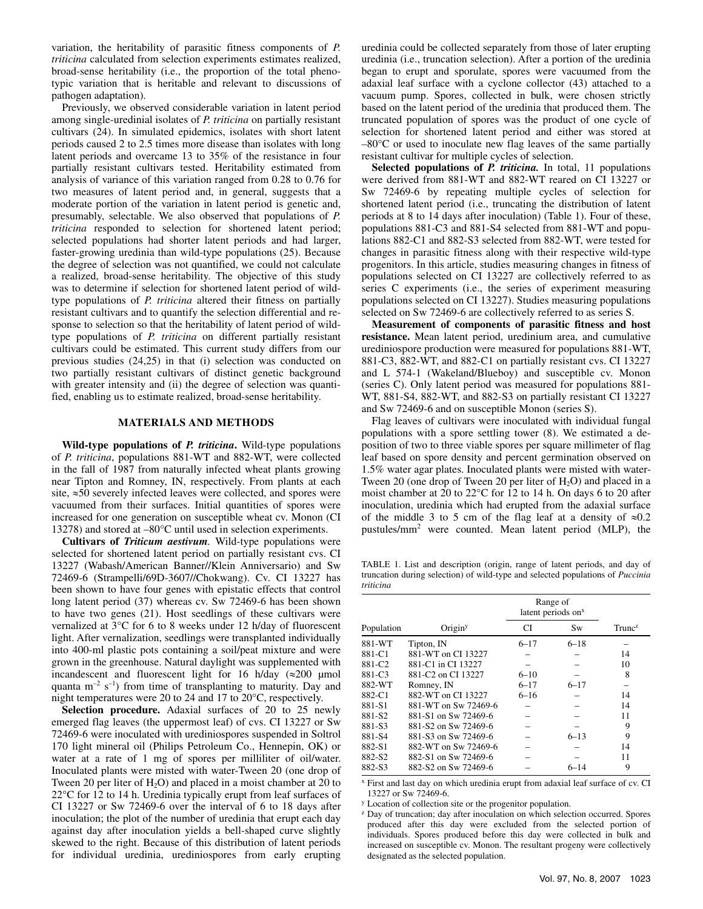variation, the heritability of parasitic fitness components of *P. triticina* calculated from selection experiments estimates realized, broad-sense heritability (i.e., the proportion of the total phenotypic variation that is heritable and relevant to discussions of pathogen adaptation).

Previously, we observed considerable variation in latent period among single-uredinial isolates of *P. triticina* on partially resistant cultivars (24). In simulated epidemics, isolates with short latent periods caused 2 to 2.5 times more disease than isolates with long latent periods and overcame 13 to 35% of the resistance in four partially resistant cultivars tested. Heritability estimated from analysis of variance of this variation ranged from 0.28 to 0.76 for two measures of latent period and, in general, suggests that a moderate portion of the variation in latent period is genetic and, presumably, selectable. We also observed that populations of *P. triticina* responded to selection for shortened latent period; selected populations had shorter latent periods and had larger, faster-growing uredinia than wild-type populations (25). Because the degree of selection was not quantified, we could not calculate a realized, broad-sense heritability. The objective of this study was to determine if selection for shortened latent period of wild-type populations of *P. triticina* altered their fitness on partially resistant cultivars and to quantify the selection differential and response to selection so that the heritability of latent period of wild-type populations of *P. triticina* on different partially resistant cultivars could be estimated. This current study differs from our previous studies (24,25) in that (i) selection was conducted on two partially resistant cultivars of distinct genetic background with greater intensity and (ii) the degree of selection was quantified, enabling us to estimate realized, broad-sense heritability.

## MATERIALS AND METHODS

**Wild-type populations of *P. triticina*.** Wild-type populations of *P. triticina*, populations 881-WT and 882-WT, were collected in the fall of 1987 from naturally infected wheat plants growing near Tipton and Romney, IN, respectively. From plants at each site, ≈50 severely infected leaves were collected, and spores were vacuumed from their surfaces. Initial quantities of spores were increased for one generation on susceptible wheat cv. Monon (CI 13278) and stored at –80°C until used in selection experiments.

**Cultivars of *Triticum aestivum*.** Wild-type populations were selected for shortened latent period on partially resistant cvs. CI 13227 (Wabash/American Banner//Klein Anniversario) and Sw 72469-6 (Strampelli/69D-3607//Chokwang). Cv. CI 13227 has been shown to have four genes with epistatic effects that control long latent period (37) whereas cv. Sw 72469-6 has been shown to have two genes (21). Host seedlings of these cultivars were vernalized at 3°C for 6 to 8 weeks under 12 h/day of fluorescent light. After vernalization, seedlings were transplanted individually into 400-ml plastic pots containing a soil/peat mixture and were grown in the greenhouse. Natural daylight was supplemented with incandescent and fluorescent light for 16 h/day (≈200 µmol quanta $m^{-2}$ $s^{-1}$) from time of transplanting to maturity. Day and night temperatures were 20 to 24 and 17 to 20°C, respectively.

**Selection procedure.** Adaxial surfaces of 20 to 25 newly emerged flag leaves (the uppermost leaf) of cvs. CI 13227 or Sw 72469-6 were inoculated with urediniospores suspended in Soltrol 170 light mineral oil (Philips Petroleum Co., Hennepin, OK) or water at a rate of 1 mg of spores per milliliter of oil/water. Inoculated plants were misted with water-Tween 20 (one drop of Tween 20 per liter of $H_2O$) and placed in a moist chamber at 20 to 22°C for 12 to 14 h. Uredinia typically erupt from leaf surfaces of CI 13227 or Sw 72469-6 over the interval of 6 to 18 days after inoculation; the plot of the number of uredinia that erupt each day against day after inoculation yields a bell-shaped curve slightly skewed to the right. Because of this distribution of latent periods for individual uredinia, urediniospores from early erupting uredinia could be collected separately from those of later erupting uredinia (i.e., truncation selection). After a portion of the uredinia began to erupt and sporulate, spores were vacuumed from the adaxial leaf surface with a cyclone collector (43) attached to a vacuum pump. Spores, collected in bulk, were chosen strictly based on the latent period of the uredinia that produced them. The truncated population of spores was the product of one cycle of selection for shortened latent period and either was stored at –80°C or used to inoculate new flag leaves of the same partially resistant cultivar for multiple cycles of selection.

**Selected populations of *P. triticina*.** In total, 11 populations were derived from 881-WT and 882-WT reared on CI 13227 or Sw 72469-6 by repeating multiple cycles of selection for shortened latent period (i.e., truncating the distribution of latent periods at 8 to 14 days after inoculation) (Table 1). Four of these, populations 881-C3 and 881-S4 selected from 881-WT and populations 882-C1 and 882-S3 selected from 882-WT, were tested for changes in parasitic fitness along with their respective wild-type progenitors. In this article, studies measuring changes in fitness of populations selected on CI 13227 are collectively referred to as series C experiments (i.e., the series of experiment measuring populations selected on CI 13227). Studies measuring populations selected on Sw 72469-6 are collectively referred to as series S.

**Measurement of components of parasitic fitness and host resistance.** Mean latent period, uredinium area, and cumulative urediniospore production were measured for populations 881-WT, 881-C3, 882-WT, and 882-C1 on partially resistant cvs. CI 13227 and L 574-1 (Wakeland/Blueboy) and susceptible cv. Monon (series C). Only latent period was measured for populations 881-WT, 881-S4, 882-WT, and 882-S3 on partially resistant CI 13227 and Sw 72469-6 and on susceptible Monon (series S).

Flag leaves of cultivars were inoculated with individual fungal populations with a spore settling tower (8). We estimated a deposition of two to three viable spores per square millimeter of flag leaf based on spore density and percent germination observed on 1.5% water agar plates. Inoculated plants were misted with water-Tween 20 (one drop of Tween 20 per liter of $H_2O$) and placed in a moist chamber at 20 to 22°C for 12 to 14 h. On days 6 to 20 after inoculation, uredinia which had erupted from the adaxial surface of the middle 3 to 5 cm of the flag leaf at a density of ≈0.2 pustules/$mm^2$ were counted. Mean latent period (MLP), the

TABLE 1. List and description (origin, range of latent periods, and day of truncation during selection) of wild-type and selected populations of *Puccinia triticina*

| Population | Origin[y] | Range of latent periods on[x] | | Trunc[z] |
|---|---|---|---|---|
| | | CI | Sw | |
| 881-WT | Tipton, IN | 6–17 | 6–18 | – |
| 881-C1 | 881-WT on CI 13227 | – | – | 14 |
| 881-C2 | 881-C1 in CI 13227 | – | – | 10 |
| 881-C3 | 881-C2 on CI 13227 | 6–10 | – | 8 |
| 882-WT | Romney, IN | 6–17 | 6–17 | – |
| 882-C1 | 882-WT on CI 13227 | 6–16 | – | 14 |
| 881-S1 | 881-WT on Sw 72469-6 | – | – | 14 |
| 881-S2 | 881-S1 on Sw 72469-6 | – | – | 11 |
| 881-S3 | 881-S2 on Sw 72469-6 | – | – | 9 |
| 881-S4 | 881-S3 on Sw 72469-6 | – | 6–13 | 9 |
| 882-S1 | 882-WT on Sw 72469-6 | – | – | 14 |
| 882-S2 | 882-S1 on Sw 72469-6 | – | – | 11 |
| 882-S3 | 882-S2 on Sw 72469-6 | – | 6–14 | 9 |

[x] First and last day on which uredinia erupt from adaxial leaf surface of cv. CI 13227 or Sw 72469-6.

[y] Location of collection site or the progenitor population.

[z] Day of truncation; day after inoculation on which selection occurred. Spores produced after this day were excluded from the selected portion of individuals. Spores produced before this day were collected in bulk and increased on susceptible cv. Monon. The resultant progeny were collectively designated as the selected population.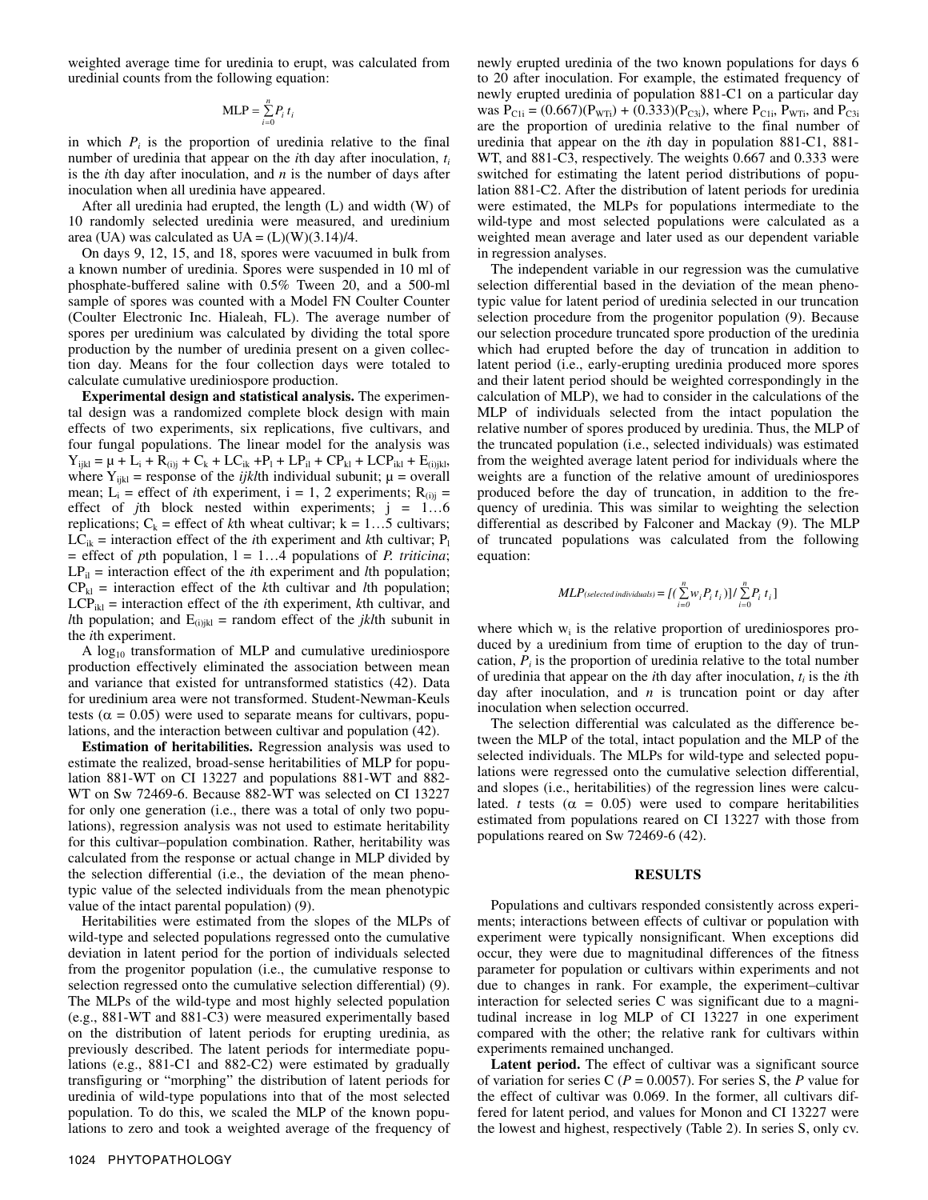weighted average time for uredinia to erupt, was calculated from uredinial counts from the following equation:

$$\text{MLP} = \sum_{i=0}^{n} P_i\, t_i$$

in which $P_i$ is the proportion of uredinia relative to the final number of uredinia that appear on the $i$th day after inoculation, $t_i$ is the $i$th day after inoculation, and $n$ is the number of days after inoculation when all uredinia have appeared.

After all uredinia had erupted, the length (L) and width (W) of 10 randomly selected uredinia were measured, and uredinium area (UA) was calculated as UA = (L)(W)(3.14)/4.

On days 9, 12, 15, and 18, spores were vacuumed in bulk from a known number of uredinia. Spores were suspended in 10 ml of phosphate-buffered saline with 0.5% Tween 20, and a 500-ml sample of spores was counted with a Model FN Coulter Counter (Coulter Electronic Inc. Hialeah, FL). The average number of spores per uredinium was calculated by dividing the total spore production by the number of uredinia present on a given collection day. Means for the four collection days were totaled to calculate cumulative urediniospore production.

**Experimental design and statistical analysis.** The experimental design was a randomized complete block design with main effects of two experiments, six replications, five cultivars, and four fungal populations. The linear model for the analysis was $Y_{ijkl} = \mu + L_i + R_{(i)j} + C_k + LC_{ik} + P_l + LP_{il} + CP_{kl} + LCP_{ikl} + E_{(i)jkl}$, where $Y_{ijkl}$ = response of the $ijkl$th individual subunit; $\mu$ = overall mean; $L_i$ = effect of $i$th experiment, i = 1, 2 experiments; $R_{(i)j}$ = effect of $j$th block nested within experiments; j = 1…6 replications; $C_k$ = effect of $k$th wheat cultivar; k = 1…5 cultivars; $LC_{ik}$ = interaction effect of the $i$th experiment and $k$th cultivar; $P_l$ = effect of $p$th population, l = 1…4 populations of *P. triticina*; $LP_{il}$ = interaction effect of the $i$th experiment and $l$th population; $CP_{kl}$ = interaction effect of the $k$th cultivar and $l$th population; $LCP_{ikl}$ = interaction effect of the $i$th experiment, $k$th cultivar, and $l$th population; and $E_{(i)jkl}$ = random effect of the $jkl$th subunit in the $i$th experiment.

A $\log_{10}$ transformation of MLP and cumulative urediniospore production effectively eliminated the association between mean and variance that existed for untransformed statistics (42). Data for uredinium area were not transformed. Student-Newman-Keuls tests ($\alpha = 0.05$) were used to separate means for cultivars, populations, and the interaction between cultivar and population (42).

**Estimation of heritabilities.** Regression analysis was used to estimate the realized, broad-sense heritabilities of MLP for population 881-WT on CI 13227 and populations 881-WT and 882-WT on Sw 72469-6. Because 882-WT was selected on CI 13227 for only one generation (i.e., there was a total of only two populations), regression analysis was not used to estimate heritability for this cultivar–population combination. Rather, heritability was calculated from the response or actual change in MLP divided by the selection differential (i.e., the deviation of the mean phenotypic value of the selected individuals from the mean phenotypic value of the intact parental population) (9).

Heritabilities were estimated from the slopes of the MLPs of wild-type and selected populations regressed onto the cumulative deviation in latent period for the portion of individuals selected from the progenitor population (i.e., the cumulative response to selection regressed onto the cumulative selection differential) (9). The MLPs of the wild-type and most highly selected population (e.g., 881-WT and 881-C3) were measured experimentally based on the distribution of latent periods for erupting uredinia, as previously described. The latent periods for intermediate populations (e.g., 881-C1 and 882-C2) were estimated by gradually transfiguring or "morphing" the distribution of latent periods for uredinia of wild-type populations into that of the most selected population. To do this, we scaled the MLP of the known populations to zero and took a weighted average of the frequency of newly erupted uredinia of the two known populations for days 6 to 20 after inoculation. For example, the estimated frequency of newly erupted uredinia of population 881-C1 on a particular day was $P_{C1i} = (0.667)(P_{WTi}) + (0.333)(P_{C3i})$, where $P_{C1i}$, $P_{WTi}$, and $P_{C3i}$ are the proportion of uredinia relative to the final number of uredinia that appear on the $i$th day in population 881-C1, 881-WT, and 881-C3, respectively. The weights 0.667 and 0.333 were switched for estimating the latent period distributions of population 881-C2. After the distribution of latent periods for uredinia were estimated, the MLPs for populations intermediate to the wild-type and most selected populations were calculated as a weighted mean average and later used as our dependent variable in regression analyses.

The independent variable in our regression was the cumulative selection differential based in the deviation of the mean phenotypic value for latent period of uredinia selected in our truncation selection procedure from the progenitor population (9). Because our selection procedure truncated spore production of the uredinia which had erupted before the day of truncation in addition to latent period (i.e., early-erupting uredinia produced more spores and their latent period should be weighted correspondingly in the calculation of MLP), we had to consider in the calculations of the MLP of individuals selected from the intact population the relative number of spores produced by uredinia. Thus, the MLP of the truncated population (i.e., selected individuals) was estimated from the weighted average latent period for individuals where the weights are a function of the relative amount of urediniospores produced before the day of truncation, in addition to the frequency of uredinia. This was similar to weighting the selection differential as described by Falconer and Mackay (9). The MLP of truncated populations was calculated from the following equation:

$$MLP_{(selected\ individuals)} = \left[\left(\sum_{i=0}^{n} w_i P_i\, t_i\right)\right] / \sum_{i=0}^{n} P_i\, t_i$$

where which $w_i$ is the relative proportion of urediniospores produced by a uredinium from time of eruption to the day of truncation, $P_i$ is the proportion of uredinia relative to the total number of uredinia that appear on the $i$th day after inoculation, $t_i$ is the $i$th day after inoculation, and $n$ is truncation point or day after inoculation when selection occurred.

The selection differential was calculated as the difference between the MLP of the total, intact population and the MLP of the selected individuals. The MLPs for wild-type and selected populations were regressed onto the cumulative selection differential, and slopes (i.e., heritabilities) of the regression lines were calculated. $t$ tests ($\alpha = 0.05$) were used to compare heritabilities estimated from populations reared on CI 13227 with those from populations reared on Sw 72469-6 (42).

## RESULTS

Populations and cultivars responded consistently across experiments; interactions between effects of cultivar or population with experiment were typically nonsignificant. When exceptions did occur, they were due to magnitudinal differences of the fitness parameter for population or cultivars within experiments and not due to changes in rank. For example, the experiment–cultivar interaction for selected series C was significant due to a magnitudinal increase in log MLP of CI 13227 in one experiment compared with the other; the relative rank for cultivars within experiments remained unchanged.

**Latent period.** The effect of cultivar was a significant source of variation for series C ($P = 0.0057$). For series S, the $P$ value for the effect of cultivar was 0.069. In the former, all cultivars differed for latent period, and values for Monon and CI 13227 were the lowest and highest, respectively (Table 2). In series S, only cv.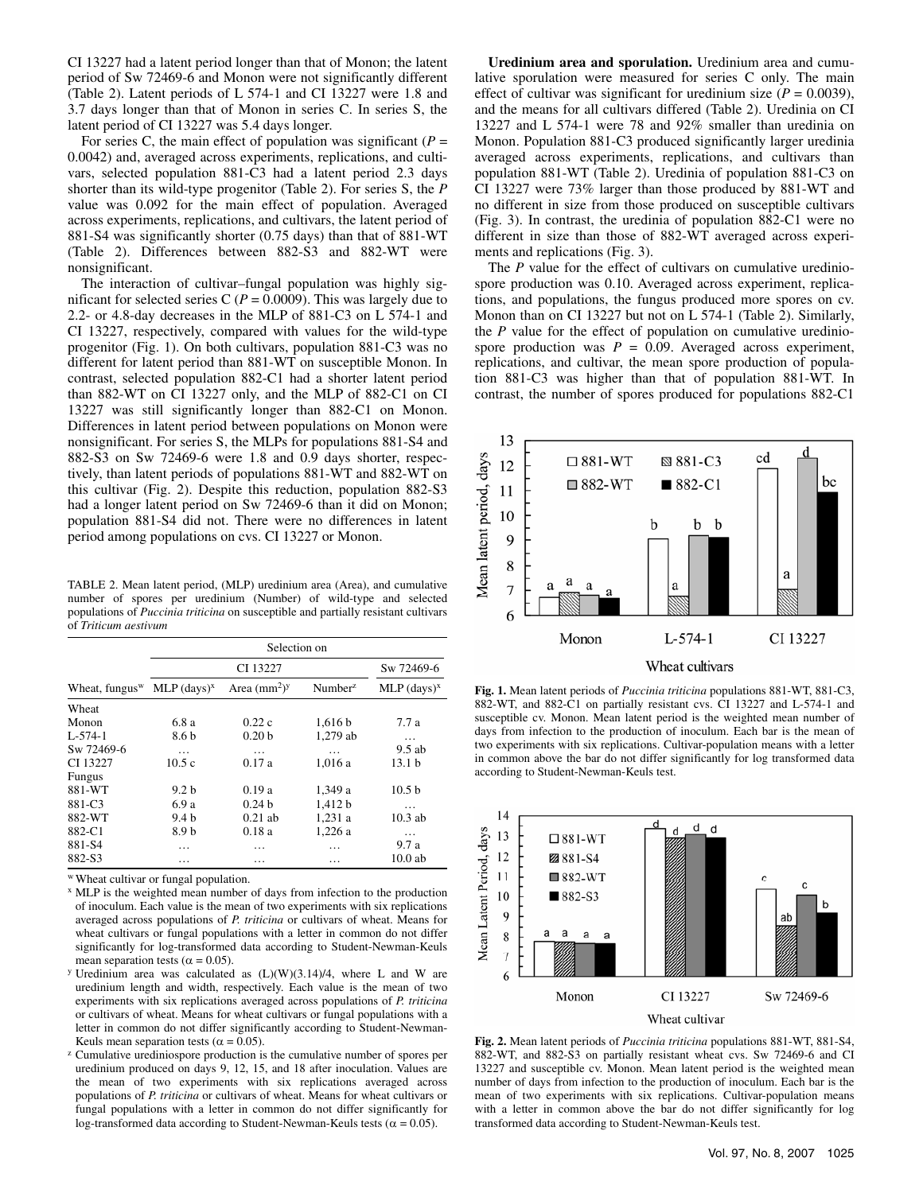CI 13227 had a latent period longer than that of Monon; the latent period of Sw 72469-6 and Monon were not significantly different (Table 2). Latent periods of L 574-1 and CI 13227 were 1.8 and 3.7 days longer than that of Monon in series C. In series S, the latent period of CI 13227 was 5.4 days longer.

For series C, the main effect of population was significant ($P$ = 0.0042) and, averaged across experiments, replications, and cultivars, selected population 881-C3 had a latent period 2.3 days shorter than its wild-type progenitor (Table 2). For series S, the $P$ value was 0.092 for the main effect of population. Averaged across experiments, replications, and cultivars, the latent period of 881-S4 was significantly shorter (0.75 days) than that of 881-WT (Table 2). Differences between 882-S3 and 882-WT were nonsignificant.

The interaction of cultivar–fungal population was highly significant for selected series C ($P$ = 0.0009). This was largely due to 2.2- or 4.8-day decreases in the MLP of 881-C3 on L 574-1 and CI 13227, respectively, compared with values for the wild-type progenitor (Fig. 1). On both cultivars, population 881-C3 was no different for latent period than 881-WT on susceptible Monon. In contrast, selected population 882-C1 had a shorter latent period than 882-WT on CI 13227 only, and the MLP of 882-C1 on CI 13227 was still significantly longer than 882-C1 on Monon. Differences in latent period between populations on Monon were nonsignificant. For series S, the MLPs for populations 881-S4 and 882-S3 on Sw 72469-6 were 1.8 and 0.9 days shorter, respectively, than latent periods of populations 881-WT and 882-WT on this cultivar (Fig. 2). Despite this reduction, population 882-S3 had a longer latent period on Sw 72469-6 than it did on Monon; population 881-S4 did not. There were no differences in latent period among populations on cvs. CI 13227 or Monon.

TABLE 2. Mean latent period, (MLP) uredinium area (Area), and cumulative number of spores per uredinium (Number) of wild-type and selected populations of *Puccinia triticina* on susceptible and partially resistant cultivars of *Triticum aestivum*

| | Selection on | | | |
|---|---|---|---|---|
| | CI 13227 | | | Sw 72469-6 |
| Wheat, fungus[w] | MLP (days)[x] | Area (mm$^2$)[y] | Number[z] | MLP (days)[x] |
| Wheat | | | | |
| Monon | 6.8 a | 0.22 c | 1,616 b | 7.7 a |
| L-574-1 | 8.6 b | 0.20 b | 1,279 ab | … |
| Sw 72469-6 | … | … | … | 9.5 ab |
| CI 13227 | 10.5 c | 0.17 a | 1,016 a | 13.1 b |
| Fungus | | | | |
| 881-WT | 9.2 b | 0.19 a | 1,349 a | 10.5 b |
| 881-C3 | 6.9 a | 0.24 b | 1,412 b | … |
| 882-WT | 9.4 b | 0.21 ab | 1,231 a | 10.3 ab |
| 882-C1 | 8.9 b | 0.18 a | 1,226 a | … |
| 881-S4 | … | … | … | 9.7 a |
| 882-S3 | … | … | … | 10.0 ab |

[w] Wheat cultivar or fungal population.

[x] MLP is the weighted mean number of days from infection to the production of inoculum. Each value is the mean of two experiments with six replications averaged across populations of *P. triticina* or cultivars of wheat. Means for wheat cultivars or fungal populations with a letter in common do not differ significantly for log-transformed data according to Student-Newman-Keuls mean separation tests ($\alpha$ = 0.05).

[y] Uredinium area was calculated as (L)(W)(3.14)/4, where L and W are uredinium length and width, respectively. Each value is the mean of two experiments with six replications averaged across populations of *P. triticina* or cultivars of wheat. Means for wheat cultivars or fungal populations with a letter in common do not differ significantly according to Student-Newman-Keuls mean separation tests ($\alpha$ = 0.05).

[z] Cumulative urediniospore production is the cumulative number of spores per uredinium produced on days 9, 12, 15, and 18 after inoculation. Values are the mean of two experiments with six replications averaged across populations of *P. triticina* or cultivars of wheat. Means for wheat cultivars or fungal populations with a letter in common do not differ significantly for log-transformed data according to Student-Newman-Keuls tests ($\alpha$ = 0.05).

**Uredinium area and sporulation.** Uredinium area and cumulative sporulation were measured for series C only. The main effect of cultivar was significant for uredinium size ($P$ = 0.0039), and the means for all cultivars differed (Table 2). Uredinia on CI 13227 and L 574-1 were 78 and 92% smaller than uredinia on Monon. Population 881-C3 produced significantly larger uredinia averaged across experiments, replications, and cultivars than population 881-WT (Table 2). Uredinia of population 881-C3 on CI 13227 were 73% larger than those produced by 881-WT and no different in size from those produced on susceptible cultivars (Fig. 3). In contrast, the uredinia of population 882-C1 were no different in size than those of 882-WT averaged across experiments and replications (Fig. 3).

The $P$ value for the effect of cultivars on cumulative urediniospore production was 0.10. Averaged across experiment, replications, and populations, the fungus produced more spores on cv. Monon than on CI 13227 but not on L 574-1 (Table 2). Similarly, the $P$ value for the effect of population on cumulative urediniospore production was $P$ = 0.09. Averaged across experiment, replications, and cultivar, the mean spore production of population 881-C3 was higher than that of population 881-WT. In contrast, the number of spores produced for populations 882-C1

**Fig. 1.** Mean latent periods of *Puccinia triticina* populations 881-WT, 881-C3, 882-WT, and 882-C1 on partially resistant cvs. CI 13227 and L-574-1 and susceptible cv. Monon. Mean latent period is the weighted mean number of days from infection to the production of inoculum. Each bar is the mean of two experiments with six replications. Cultivar-population means with a letter in common above the bar do not differ significantly for log transformed data according to Student-Newman-Keuls test.

**Fig. 2.** Mean latent periods of *Puccinia triticina* populations 881-WT, 881-S4, 882-WT, and 882-S3 on partially resistant wheat cvs. Sw 72469-6 and CI 13227 and susceptible cv. Monon. Mean latent period is the weighted mean number of days from infection to the production of inoculum. Each bar is the mean of two experiments with six replications. Cultivar-population means with a letter in common above the bar do not differ significantly for log transformed data according to Student-Newman-Keuls test.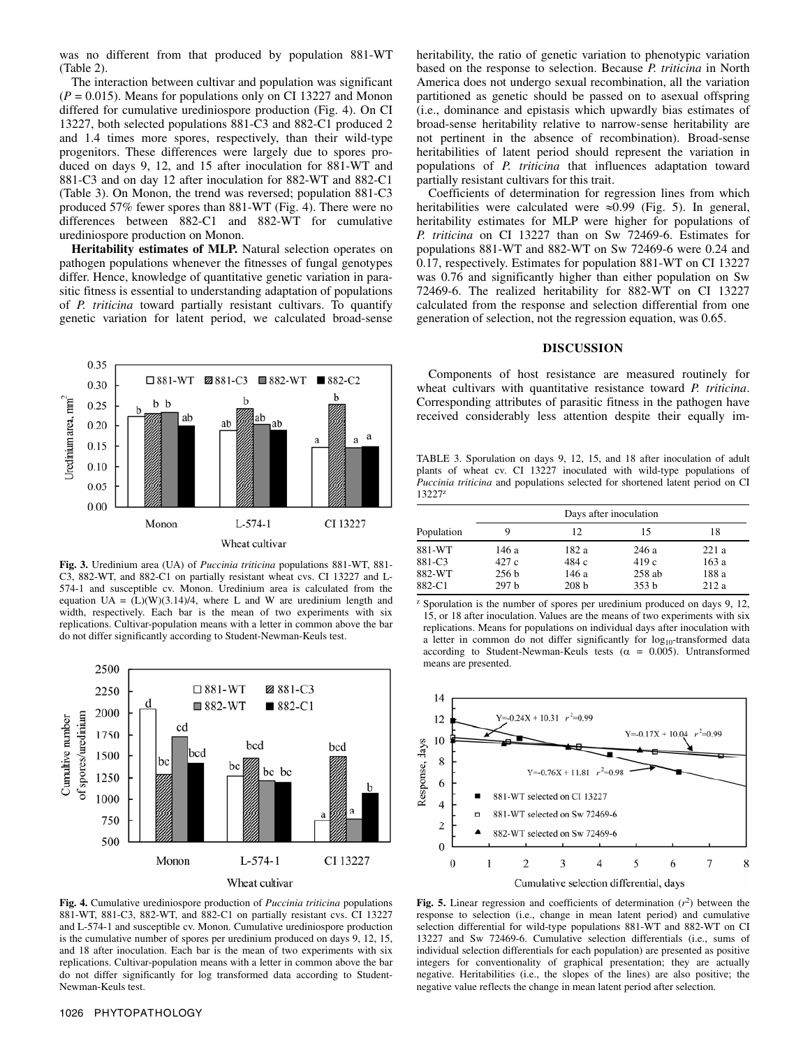was no different from that produced by population 881-WT (Table 2).

The interaction between cultivar and population was significant ($P = 0.015$). Means for populations only on CI 13227 and Monon differed for cumulative urediniospore production (Fig. 4). On CI 13227, both selected populations 881-C3 and 882-C1 produced 2 and 1.4 times more spores, respectively, than their wild-type progenitors. These differences were largely due to spores produced on days 9, 12, and 15 after inoculation for 881-WT and 881-C3 and on day 12 after inoculation for 882-WT and 882-C1 (Table 3). On Monon, the trend was reversed; population 881-C3 produced 57% fewer spores than 881-WT (Fig. 4). There were no differences between 882-C1 and 882-WT for cumulative urediniospore production on Monon.

**Heritability estimates of MLP.** Natural selection operates on pathogen populations whenever the fitnesses of fungal genotypes differ. Hence, knowledge of quantitative genetic variation in parasitic fitness is essential to understanding adaptation of populations of *P. triticina* toward partially resistant cultivars. To quantify genetic variation for latent period, we calculated broad-sense heritability, the ratio of genetic variation to phenotypic variation based on the response to selection. Because *P. triticina* in North America does not undergo sexual recombination, all the variation partitioned as genetic should be passed on to asexual offspring (i.e., dominance and epistasis which upwardly bias estimates of broad-sense heritability relative to narrow-sense heritability are not pertinent in the absence of recombination). Broad-sense heritabilities of latent period should represent the variation in populations of *P. triticina* that influences adaptation toward partially resistant cultivars for this trait.

Coefficients of determination for regression lines from which heritabilities were calculated were ≈0.99 (Fig. 5). In general, heritability estimates for MLP were higher for populations of *P. triticina* on CI 13227 than on Sw 72469-6. Estimates for populations 881-WT and 882-WT on Sw 72469-6 were 0.24 and 0.17, respectively. Estimates for population 881-WT on CI 13227 was 0.76 and significantly higher than either population on Sw 72469-6. The realized heritability for 882-WT on CI 13227 calculated from the response and selection differential from one generation of selection, not the regression equation, was 0.65.

**Fig. 3.** Uredinium area (UA) of *Puccinia triticina* populations 881-WT, 881-C3, 882-WT, and 882-C1 on partially resistant wheat cvs. CI 13227 and L-574-1 and susceptible cv. Monon. Uredinium area is calculated from the equation $UA = (L)(W)(3.14)/4$, where L and W are uredinium length and width, respectively. Each bar is the mean of two experiments with six replications. Cultivar-population means with a letter in common above the bar do not differ significantly according to Student-Newman-Keuls test.

**Fig. 4.** Cumulative urediniospore production of *Puccinia triticina* populations 881-WT, 881-C3, 882-WT, and 882-C1 on partially resistant cvs. CI 13227 and L-574-1 and susceptible cv. Monon. Cumulative urediniospore production is the cumulative number of spores per uredinium produced on days 9, 12, 15, and 18 after inoculation. Each bar is the mean of two experiments with six replications. Cultivar-population means with a letter in common above the bar do not differ significantly for log transformed data according to Student-Newman-Keuls test.

## DISCUSSION

Components of host resistance are measured routinely for wheat cultivars with quantitative resistance toward *P. triticina*. Corresponding attributes of parasitic fitness in the pathogen have received considerably less attention despite their equally im-

TABLE 3. Sporulation on days 9, 12, 15, and 18 after inoculation of adult plants of wheat cv. CI 13227 inoculated with wild-type populations of *Puccinia triticina* and populations selected for shortened latent period on CI 13227[z]

| Population | Days after inoculation | | | |
|---|---|---|---|---|
| | 9 | 12 | 15 | 18 |
| 881-WT | 146 a | 182 a | 246 a | 221 a |
| 881-C3 | 427 c | 484 c | 419 c | 163 a |
| 882-WT | 256 b | 146 a | 258 ab | 188 a |
| 882-C1 | 297 b | 208 b | 353 b | 212 a |

[z] Sporulation is the number of spores per uredinium produced on days 9, 12, 15, or 18 after inoculation. Values are the means of two experiments with six replications. Means for populations on individual days after inoculation with a letter in common do not differ significantly for $\log_{10}$-transformed data according to Student-Newman-Keuls tests ($\alpha = 0.005$). Untransformed means are presented.

**Fig. 5.** Linear regression and coefficients of determination ($r^2$) between the response to selection (i.e., change in mean latent period) and cumulative selection differential for wild-type populations 881-WT and 882-WT on CI 13227 and Sw 72469-6. Cumulative selection differentials (i.e., sums of individual selection differentials for each population) are presented as positive integers for conventionality of graphical presentation; they are actually negative. Heritabilities (i.e., the slopes of the lines) are also positive; the negative value reflects the change in mean latent period after selection.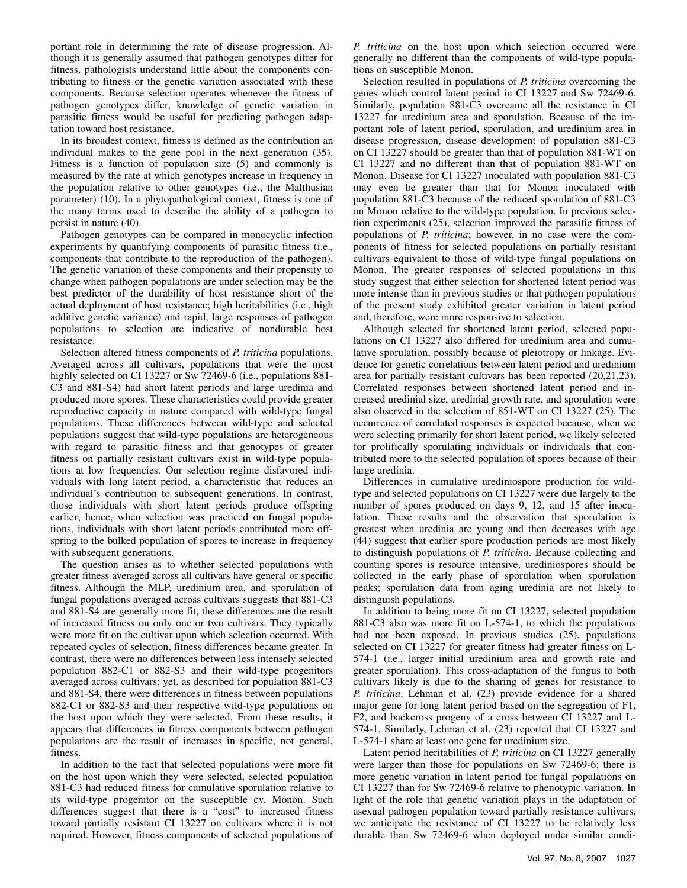portant role in determining the rate of disease progression. Although it is generally assumed that pathogen genotypes differ for fitness, pathologists understand little about the components contributing to fitness or the genetic variation associated with these components. Because selection operates whenever the fitness of pathogen genotypes differ, knowledge of genetic variation in parasitic fitness would be useful for predicting pathogen adaptation toward host resistance.

In its broadest context, fitness is defined as the contribution an individual makes to the gene pool in the next generation (35). Fitness is a function of population size (5) and commonly is measured by the rate at which genotypes increase in frequency in the population relative to other genotypes (i.e., the Malthusian parameter) (10). In a phytopathological context, fitness is one of the many terms used to describe the ability of a pathogen to persist in nature (40).

Pathogen genotypes can be compared in monocyclic infection experiments by quantifying components of parasitic fitness (i.e., components that contribute to the reproduction of the pathogen). The genetic variation of these components and their propensity to change when pathogen populations are under selection may be the best predictor of the durability of host resistance short of the actual deployment of host resistance; high heritabilities (i.e., high additive genetic variance) and rapid, large responses of pathogen populations to selection are indicative of nondurable host resistance.

Selection altered fitness components of *P. triticina* populations. Averaged across all cultivars, populations that were the most highly selected on CI 13227 or Sw 72469-6 (i.e., populations 881-C3 and 881-S4) had short latent periods and large uredinia and produced more spores. These characteristics could provide greater reproductive capacity in nature compared with wild-type fungal populations. These differences between wild-type and selected populations suggest that wild-type populations are heterogeneous with regard to parasitic fitness and that genotypes of greater fitness on partially resistant cultivars exist in wild-type populations at low frequencies. Our selection regime disfavored individuals with long latent period, a characteristic that reduces an individual's contribution to subsequent generations. In contrast, those individuals with short latent periods produce offspring earlier; hence, when selection was practiced on fungal populations, individuals with short latent periods contributed more offspring to the bulked population of spores to increase in frequency with subsequent generations.

The question arises as to whether selected populations with greater fitness averaged across all cultivars have general or specific fitness. Although the MLP, uredinium area, and sporulation of fungal populations averaged across cultivars suggests that 881-C3 and 881-S4 are generally more fit, these differences are the result of increased fitness on only one or two cultivars. They typically were more fit on the cultivar upon which selection occurred. With repeated cycles of selection, fitness differences became greater. In contrast, there were no differences between less intensely selected population 882-C1 or 882-S3 and their wild-type progenitors averaged across cultivars; yet, as described for population 881-C3 and 881-S4, there were differences in fitness between populations 882-C1 or 882-S3 and their respective wild-type populations on the host upon which they were selected. From these results, it appears that differences in fitness components between pathogen populations are the result of increases in specific, not general, fitness.

In addition to the fact that selected populations were more fit on the host upon which they were selected, selected population 881-C3 had reduced fitness for cumulative sporulation relative to its wild-type progenitor on the susceptible cv. Monon. Such differences suggest that there is a "cost" to increased fitness toward partially resistant CI 13227 on cultivars where it is not required. However, fitness components of selected populations of *P. triticina* on the host upon which selection occurred were generally no different than the components of wild-type populations on susceptible Monon.

Selection resulted in populations of *P. triticina* overcoming the genes which control latent period in CI 13227 and Sw 72469-6. Similarly, population 881-C3 overcame all the resistance in CI 13227 for uredinium area and sporulation. Because of the important role of latent period, sporulation, and uredinium area in disease progression, disease development of population 881-C3 on CI 13227 should be greater than that of population 881-WT on CI 13227 and no different than that of population 881-WT on Monon. Disease for CI 13227 inoculated with population 881-C3 may even be greater than that for Monon inoculated with population 881-C3 because of the reduced sporulation of 881-C3 on Monon relative to the wild-type population. In previous selection experiments (25), selection improved the parasitic fitness of populations of *P. triticina*; however, in no case were the components of fitness for selected populations on partially resistant cultivars equivalent to those of wild-type fungal populations on Monon. The greater responses of selected populations in this study suggest that either selection for shortened latent period was more intense than in previous studies or that pathogen populations of the present study exhibited greater variation in latent period and, therefore, were more responsive to selection.

Although selected for shortened latent period, selected populations on CI 13227 also differed for uredinium area and cumulative sporulation, possibly because of pleiotropy or linkage. Evidence for genetic correlations between latent period and uredinium area for partially resistant cultivars has been reported (20,21,23). Correlated responses between shortened latent period and increased uredinial size, uredinial growth rate, and sporulation were also observed in the selection of 851-WT on CI 13227 (25). The occurrence of correlated responses is expected because, when we were selecting primarily for short latent period, we likely selected for prolifically sporulating individuals or individuals that contributed more to the selected population of spores because of their large uredinia.

Differences in cumulative urediniospore production for wild-type and selected populations on CI 13227 were due largely to the number of spores produced on days 9, 12, and 15 after inoculation. These results and the observation that sporulation is greatest when uredinia are young and then decreases with age (44) suggest that earlier spore production periods are most likely to distinguish populations of *P. triticina*. Because collecting and counting spores is resource intensive, urediniospores should be collected in the early phase of sporulation when sporulation peaks; sporulation data from aging uredinia are not likely to distinguish populations.

In addition to being more fit on CI 13227, selected population 881-C3 also was more fit on L-574-1, to which the populations had not been exposed. In previous studies (25), populations selected on CI 13227 for greater fitness had greater fitness on L-574-1 (i.e., larger initial uredinium area and growth rate and greater sporulation). This cross-adaptation of the fungus to both cultivars likely is due to the sharing of genes for resistance to *P. triticina*. Lehman et al. (23) provide evidence for a shared major gene for long latent period based on the segregation of F1, F2, and backcross progeny of a cross between CI 13227 and L-574-1. Similarly, Lehman et al. (23) reported that CI 13227 and L-574-1 share at least one gene for uredinium size.

Latent period heritabilities of *P. triticina* on CI 13227 generally were larger than those for populations on Sw 72469-6; there is more genetic variation in latent period for fungal populations on CI 13227 than for Sw 72469-6 relative to phenotypic variation. In light of the role that genetic variation plays in the adaptation of asexual pathogen population toward partially resistance cultivars, we anticipate the resistance of CI 13227 to be relatively less durable than Sw 72469-6 when deployed under similar condi-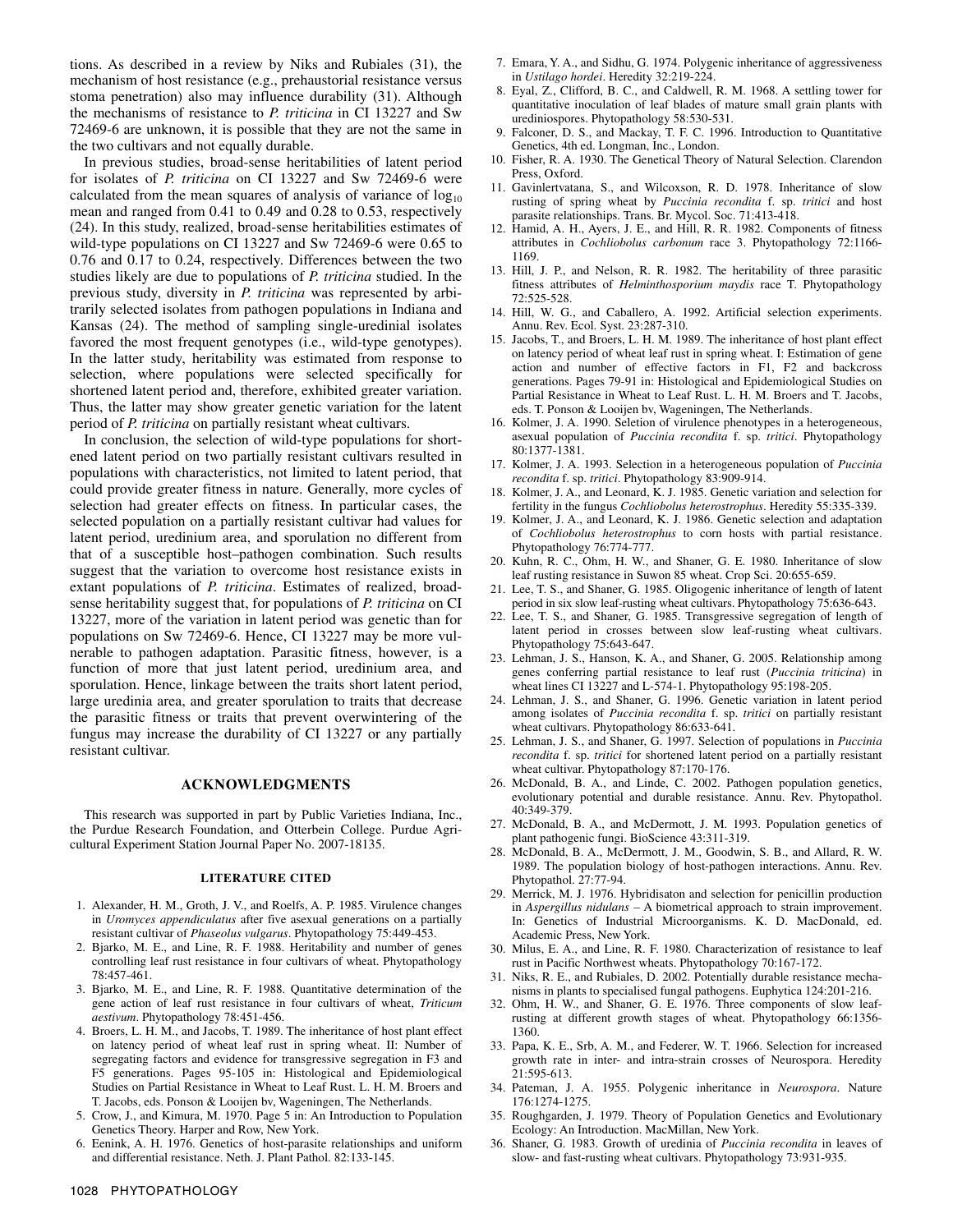tions. As described in a review by Niks and Rubiales (31), the mechanism of host resistance (e.g., prehaustorial resistance versus stoma penetration) also may influence durability (31). Although the mechanisms of resistance to *P. triticina* in CI 13227 and Sw 72469-6 are unknown, it is possible that they are not the same in the two cultivars and not equally durable.

In previous studies, broad-sense heritabilities of latent period for isolates of *P. triticina* on CI 13227 and Sw 72469-6 were calculated from the mean squares of analysis of variance of $\log_{10}$ mean and ranged from 0.41 to 0.49 and 0.28 to 0.53, respectively (24). In this study, realized, broad-sense heritabilities estimates of wild-type populations on CI 13227 and Sw 72469-6 were 0.65 to 0.76 and 0.17 to 0.24, respectively. Differences between the two studies likely are due to populations of *P. triticina* studied. In the previous study, diversity in *P. triticina* was represented by arbitrarily selected isolates from pathogen populations in Indiana and Kansas (24). The method of sampling single-uredinial isolates favored the most frequent genotypes (i.e., wild-type genotypes). In the latter study, heritability was estimated from response to selection, where populations were selected specifically for shortened latent period and, therefore, exhibited greater variation. Thus, the latter may show greater genetic variation for the latent period of *P. triticina* on partially resistant wheat cultivars.

In conclusion, the selection of wild-type populations for shortened latent period on two partially resistant cultivars resulted in populations with characteristics, not limited to latent period, that could provide greater fitness in nature. Generally, more cycles of selection had greater effects on fitness. In particular cases, the selected population on a partially resistant cultivar had values for latent period, uredinium area, and sporulation no different from that of a susceptible host–pathogen combination. Such results suggest that the variation to overcome host resistance exists in extant populations of *P. triticina*. Estimates of realized, broad-sense heritability suggest that, for populations of *P. triticina* on CI 13227, more of the variation in latent period was genetic than for populations on Sw 72469-6. Hence, CI 13227 may be more vulnerable to pathogen adaptation. Parasitic fitness, however, is a function of more that just latent period, uredinium area, and sporulation. Hence, linkage between the traits short latent period, large uredinia area, and greater sporulation to traits that decrease the parasitic fitness or traits that prevent overwintering of the fungus may increase the durability of CI 13227 or any partially resistant cultivar.

## ACKNOWLEDGMENTS

This research was supported in part by Public Varieties Indiana, Inc., the Purdue Research Foundation, and Otterbein College. Purdue Agricultural Experiment Station Journal Paper No. 2007-18135.

### LITERATURE CITED

1. Alexander, H. M., Groth, J. V., and Roelfs, A. P. 1985. Virulence changes in *Uromyces appendiculatus* after five asexual generations on a partially resistant cultivar of *Phaseolus vulgarus*. Phytopathology 75:449-453.
2. Bjarko, M. E., and Line, R. F. 1988. Heritability and number of genes controlling leaf rust resistance in four cultivars of wheat. Phytopathology 78:457-461.
3. Bjarko, M. E., and Line, R. F. 1988. Quantitative determination of the gene action of leaf rust resistance in four cultivars of wheat, *Triticum aestivum*. Phytopathology 78:451-456.
4. Broers, L. H. M., and Jacobs, T. 1989. The inheritance of host plant effect on latency period of wheat leaf rust in spring wheat. II: Number of segregating factors and evidence for transgressive segregation in F3 and F5 generations. Pages 95-105 in: Histological and Epidemiological Studies on Partial Resistance in Wheat to Leaf Rust. L. H. M. Broers and T. Jacobs, eds. Ponson & Looijen bv, Wageningen, The Netherlands.
5. Crow, J., and Kimura, M. 1970. Page 5 in: An Introduction to Population Genetics Theory. Harper and Row, New York.
6. Eenink, A. H. 1976. Genetics of host-parasite relationships and uniform and differential resistance. Neth. J. Plant Pathol. 82:133-145.
7. Emara, Y. A., and Sidhu, G. 1974. Polygenic inheritance of aggressiveness in *Ustilago hordei*. Heredity 32:219-224.
8. Eyal, Z., Clifford, B. C., and Caldwell, R. M. 1968. A settling tower for quantitative inoculation of leaf blades of mature small grain plants with urediniospores. Phytopathology 58:530-531.
9. Falconer, D. S., and Mackay, T. F. C. 1996. Introduction to Quantitative Genetics, 4th ed. Longman, Inc., London.
10. Fisher, R. A. 1930. The Genetical Theory of Natural Selection. Clarendon Press, Oxford.
11. Gavinlertvatana, S., and Wilcoxson, R. D. 1978. Inheritance of slow rusting of spring wheat by *Puccinia recondita* f. sp. *tritici* and host parasite relationships. Trans. Br. Mycol. Soc. 71:413-418.
12. Hamid, A. H., Ayers, J. E., and Hill, R. R. 1982. Components of fitness attributes in *Cochliobolus carbonum* race 3. Phytopathology 72:1166-1169.
13. Hill, J. P., and Nelson, R. R. 1982. The heritability of three parasitic fitness attributes of *Helminthosporium maydis* race T. Phytopathology 72:525-528.
14. Hill, W. G., and Caballero, A. 1992. Artificial selection experiments. Annu. Rev. Ecol. Syst. 23:287-310.
15. Jacobs, T., and Broers, L. H. M. 1989. The inheritance of host plant effect on latency period of wheat leaf rust in spring wheat. I: Estimation of gene action and number of effective factors in F1, F2 and backcross generations. Pages 79-91 in: Histological and Epidemiological Studies on Partial Resistance in Wheat to Leaf Rust. L. H. M. Broers and T. Jacobs, eds. T. Ponson & Looijen bv, Wageningen, The Netherlands.
16. Kolmer, J. A. 1990. Seletion of virulence phenotypes in a heterogeneous, asexual population of *Puccinia recondita* f. sp. *tritici*. Phytopathology 80:1377-1381.
17. Kolmer, J. A. 1993. Selection in a heterogeneous population of *Puccinia recondita* f. sp. *tritici*. Phytopathology 83:909-914.
18. Kolmer, J. A., and Leonard, K. J. 1985. Genetic variation and selection for fertility in the fungus *Cochliobolus heterostrophus*. Heredity 55:335-339.
19. Kolmer, J. A., and Leonard, K. J. 1986. Genetic selection and adaptation of *Cochliobolus heterostrophus* to corn hosts with partial resistance. Phytopathology 76:774-777.
20. Kuhn, R. C., Ohm, H. W., and Shaner, G. E. 1980. Inheritance of slow leaf rusting resistance in Suwon 85 wheat. Crop Sci. 20:655-659.
21. Lee, T. S., and Shaner, G. 1985. Oligogenic inheritance of length of latent period in six slow leaf-rusting wheat cultivars. Phytopathology 75:636-643.
22. Lee, T. S., and Shaner, G. 1985. Transgressive segregation of length of latent period in crosses between slow leaf-rusting wheat cultivars. Phytopathology 75:643-647.
23. Lehman, J. S., Hanson, K. A., and Shaner, G. 2005. Relationship among genes conferring partial resistance to leaf rust (*Puccinia triticina*) in wheat lines CI 13227 and L-574-1. Phytopathology 95:198-205.
24. Lehman, J. S., and Shaner, G. 1996. Genetic variation in latent period among isolates of *Puccinia recondita* f. sp. *tritici* on partially resistant wheat cultivars. Phytopathology 86:633-641.
25. Lehman, J. S., and Shaner, G. 1997. Selection of populations in *Puccinia recondita* f. sp. *tritici* for shortened latent period on a partially resistant wheat cultivar. Phytopathology 87:170-176.
26. McDonald, B. A., and Linde, C. 2002. Pathogen population genetics, evolutionary potential and durable resistance. Annu. Rev. Phytopathol. 40:349-379.
27. McDonald, B. A., and McDermott, J. M. 1993. Population genetics of plant pathogenic fungi. BioScience 43:311-319.
28. McDonald, B. A., McDermott, J. M., Goodwin, S. B., and Allard, R. W. 1989. The population biology of host-pathogen interactions. Annu. Rev. Phytopathol. 27:77-94.
29. Merrick, M. J. 1976. Hybridisaton and selection for penicillin production in *Aspergillus nidulans* – A biometrical approach to strain improvement. In: Genetics of Industrial Microorganisms. K. D. MacDonald, ed. Academic Press, New York.
30. Milus, E. A., and Line, R. F. 1980. Characterization of resistance to leaf rust in Pacific Northwest wheats. Phytopathology 70:167-172.
31. Niks, R. E., and Rubiales, D. 2002. Potentially durable resistance mechanisms in plants to specialised fungal pathogens. Euphytica 124:201-216.
32. Ohm, H. W., and Shaner, G. 1976. Three components of slow leaf-rusting at different growth stages of wheat. Phytopathology 66:1356-1360.
33. Papa, K. E., Srb, A. M., and Federer, W. T. 1966. Selection for increased growth rate in inter- and intra-strain crosses of Neurospora. Heredity 21:595-613.
34. Pateman, J. A. 1955. Polygenic inheritance in *Neurospora*. Nature 176:1274-1275.
35. Roughgarden, J. 1979. Theory of Population Genetics and Evolutionary Ecology: An Introduction. MacMillan, New York.
36. Shaner, G. 1983. Growth of uredinia of *Puccinia recondita* in leaves of slow- and fast-rusting wheat cultivars. Phytopathology 73:931-935.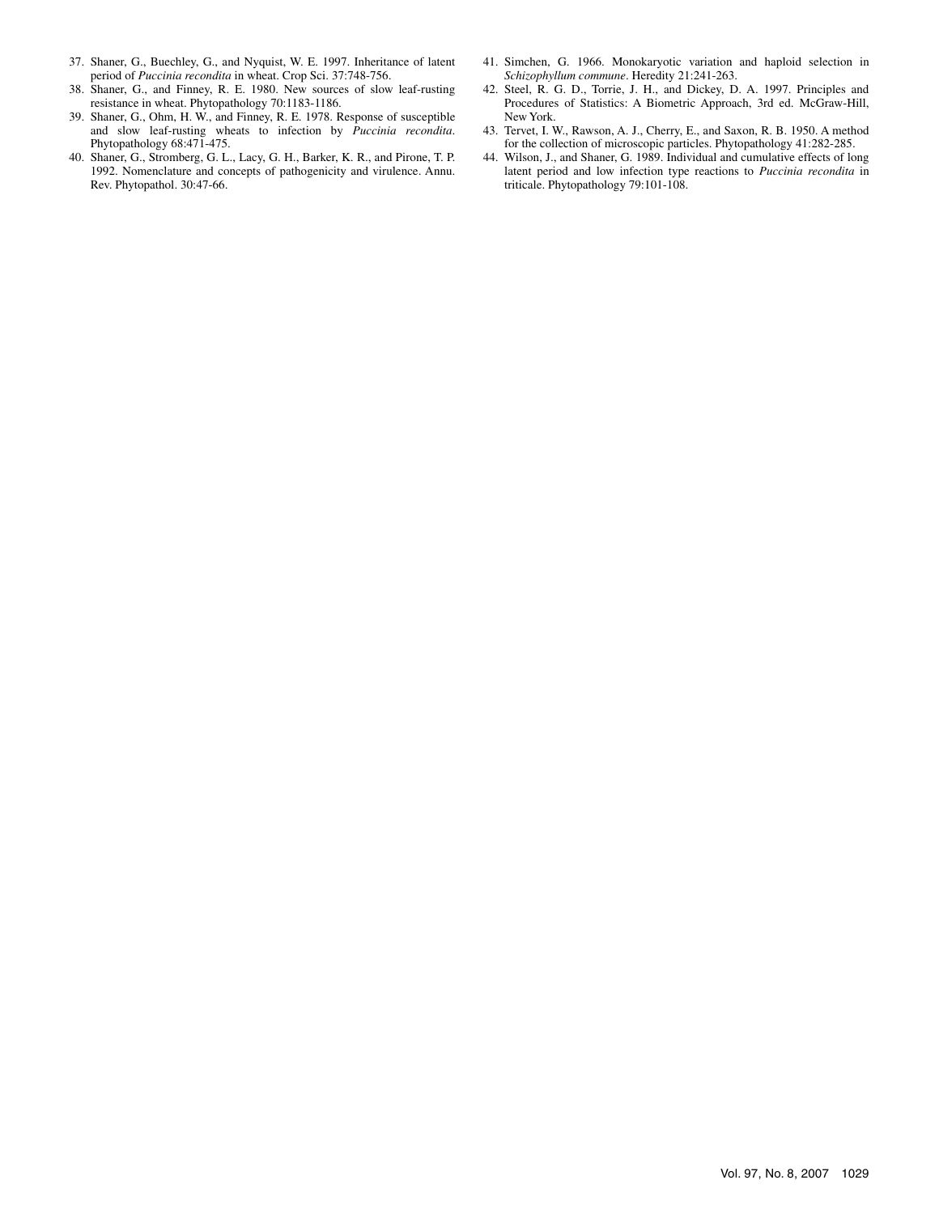37. Shaner, G., Buechley, G., and Nyquist, W. E. 1997. Inheritance of latent period of *Puccinia recondita* in wheat. Crop Sci. 37:748-756.
38. Shaner, G., and Finney, R. E. 1980. New sources of slow leaf-rusting resistance in wheat. Phytopathology 70:1183-1186.
39. Shaner, G., Ohm, H. W., and Finney, R. E. 1978. Response of susceptible and slow leaf-rusting wheats to infection by *Puccinia recondita*. Phytopathology 68:471-475.
40. Shaner, G., Stromberg, G. L., Lacy, G. H., Barker, K. R., and Pirone, T. P. 1992. Nomenclature and concepts of pathogenicity and virulence. Annu. Rev. Phytopathol. 30:47-66.
41. Simchen, G. 1966. Monokaryotic variation and haploid selection in *Schizophyllum commune*. Heredity 21:241-263.
42. Steel, R. G. D., Torrie, J. H., and Dickey, D. A. 1997. Principles and Procedures of Statistics: A Biometric Approach, 3rd ed. McGraw-Hill, New York.
43. Tervet, I. W., Rawson, A. J., Cherry, E., and Saxon, R. B. 1950. A method for the collection of microscopic particles. Phytopathology 41:282-285.
44. Wilson, J., and Shaner, G. 1989. Individual and cumulative effects of long latent period and low infection type reactions to *Puccinia recondita* in triticale. Phytopathology 79:101-108.